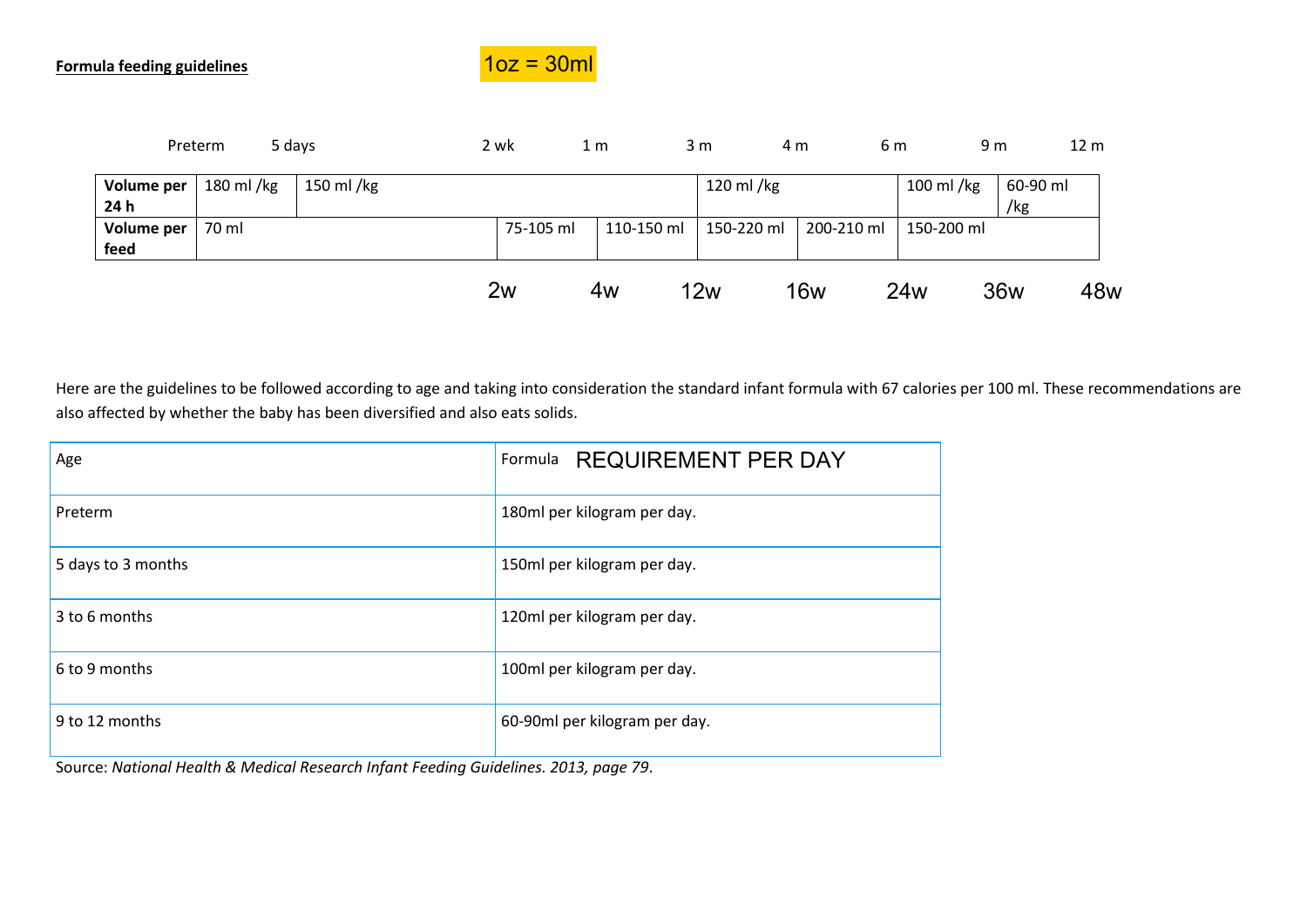**Formula feeding guidelines**

1oz = 30ml

| | Preterm | 5 days | 2 wk | 1 m | 3 m | 4 m | 6 m | 9 m | 12 m |
|---|---|---|---|---|---|---|---|---|---|
| **Volume per 24 h** | 180 ml /kg | 150 ml /kg | | | 120 ml /kg | | 100 ml /kg | 60-90 ml /kg | |
| **Volume per feed** | 70 ml | | 75-105 ml | 110-150 ml | 150-220 ml | 200-210 ml | 150-200 ml | | |
| | | | 2w | 4w | 12w | 16w | 24w | 36w | 48w |

Here are the guidelines to be followed according to age and taking into consideration the standard infant formula with 67 calories per 100 ml. These recommendations are also affected by whether the baby has been diversified and also eats solids.

| Age | Formula REQUIREMENT PER DAY |
|---|---|
| Preterm | 180ml per kilogram per day. |
| 5 days to 3 months | 150ml per kilogram per day. |
| 3 to 6 months | 120ml per kilogram per day. |
| 6 to 9 months | 100ml per kilogram per day. |
| 9 to 12 months | 60-90ml per kilogram per day. |

Source: *National Health & Medical Research Infant Feeding Guidelines. 2013, page 79*.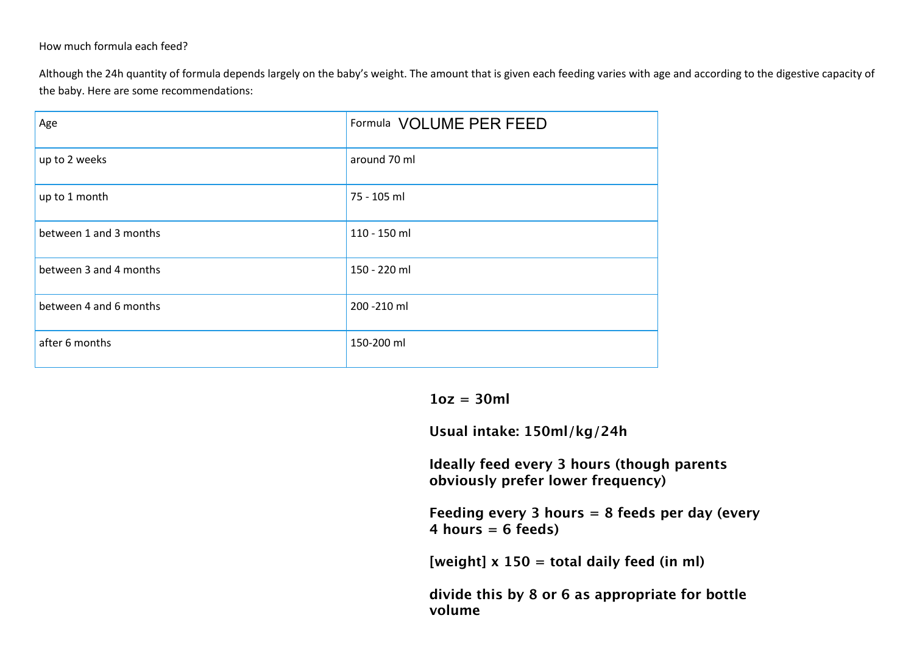How much formula each feed?

Although the 24h quantity of formula depends largely on the baby's weight. The amount that is given each feeding varies with age and according to the digestive capacity of the baby. Here are some recommendations:

| Age | Formula VOLUME PER FEED |
| --- | --- |
| up to 2 weeks | around 70 ml |
| up to 1 month | 75 - 105 ml |
| between 1 and 3 months | 110 - 150 ml |
| between 3 and 4 months | 150 - 220 ml |
| between 4 and 6 months | 200 -210 ml |
| after 6 months | 150-200 ml |

**1oz = 30ml**

**Usual intake: 150ml/kg/24h**

**Ideally feed every 3 hours (though parents obviously prefer lower frequency)**

**Feeding every 3 hours = 8 feeds per day (every 4 hours = 6 feeds)**

**[weight] x 150 = total daily feed (in ml)**

**divide this by 8 or 6 as appropriate for bottle volume**